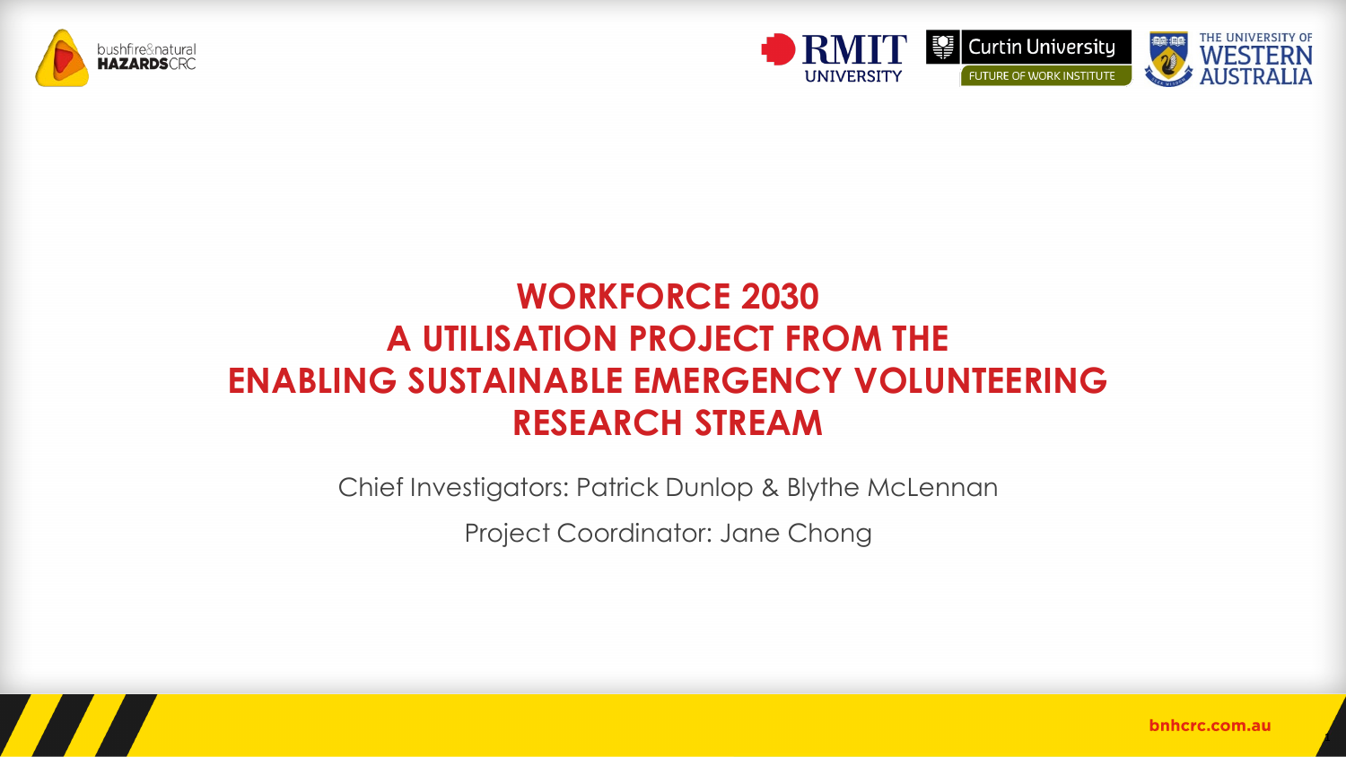# WORKFORCE 2030
# A UTILISATION PROJECT FROM THE ENABLING SUSTAINABLE EMERGENCY VOLUNTEERING RESEARCH STREAM

Chief Investigators: Patrick Dunlop & Blythe McLennan

Project Coordinator: Jane Chong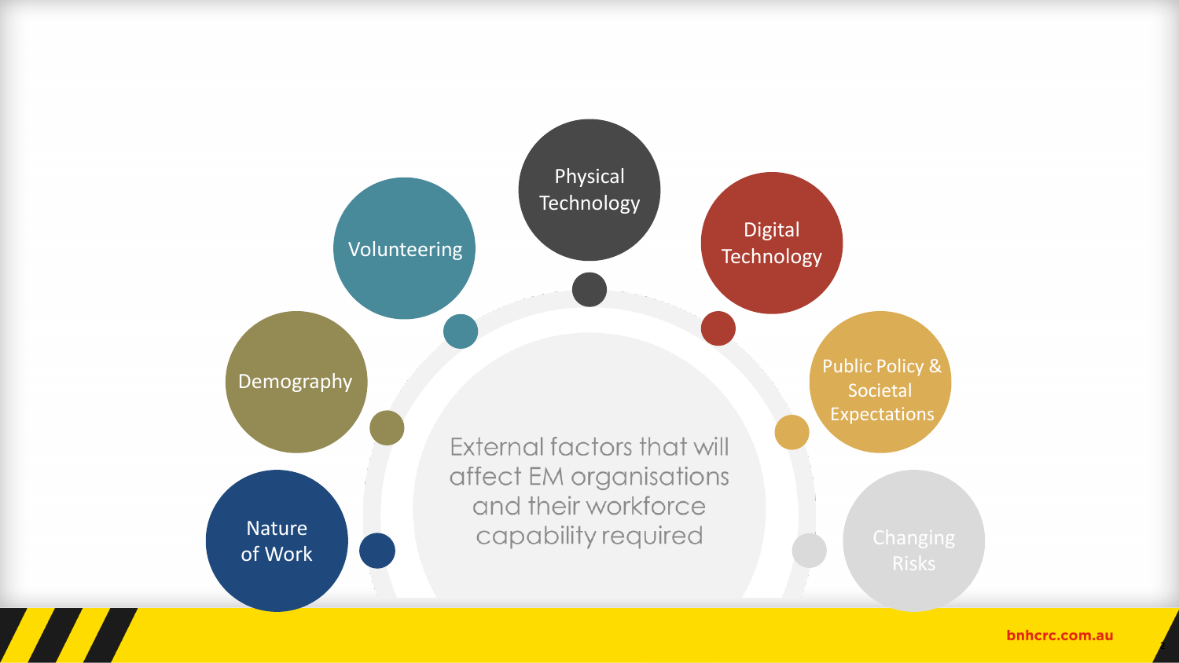External factors that will affect EM organisations and their workforce capability required

- Nature of Work
- Demography
- Volunteering
- Physical Technology
- Digital Technology
- Public Policy & Societal Expectations
- Changing Risks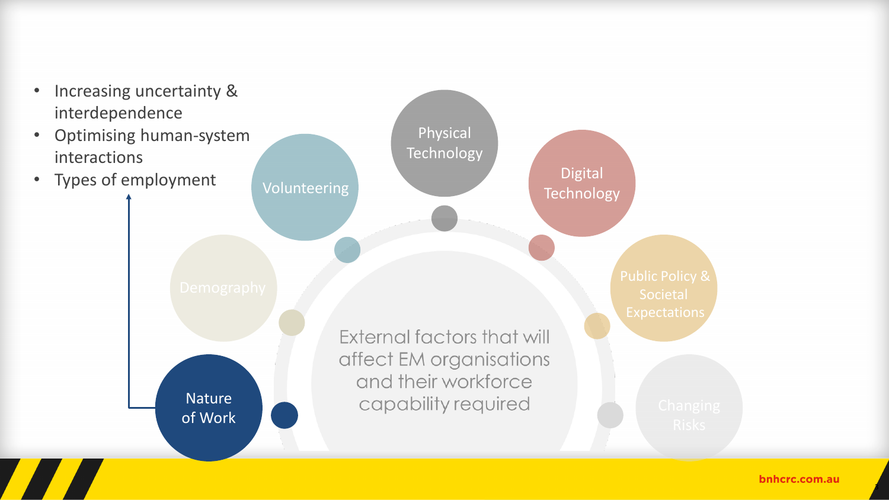- Increasing uncertainty & interdependence
- Optimising human-system interactions
- Types of employment

Volunteering

Physical Technology

Digital Technology

Demography

Public Policy & Societal Expectations

Nature of Work

Changing Risks

External factors that will affect EM organisations and their workforce capability required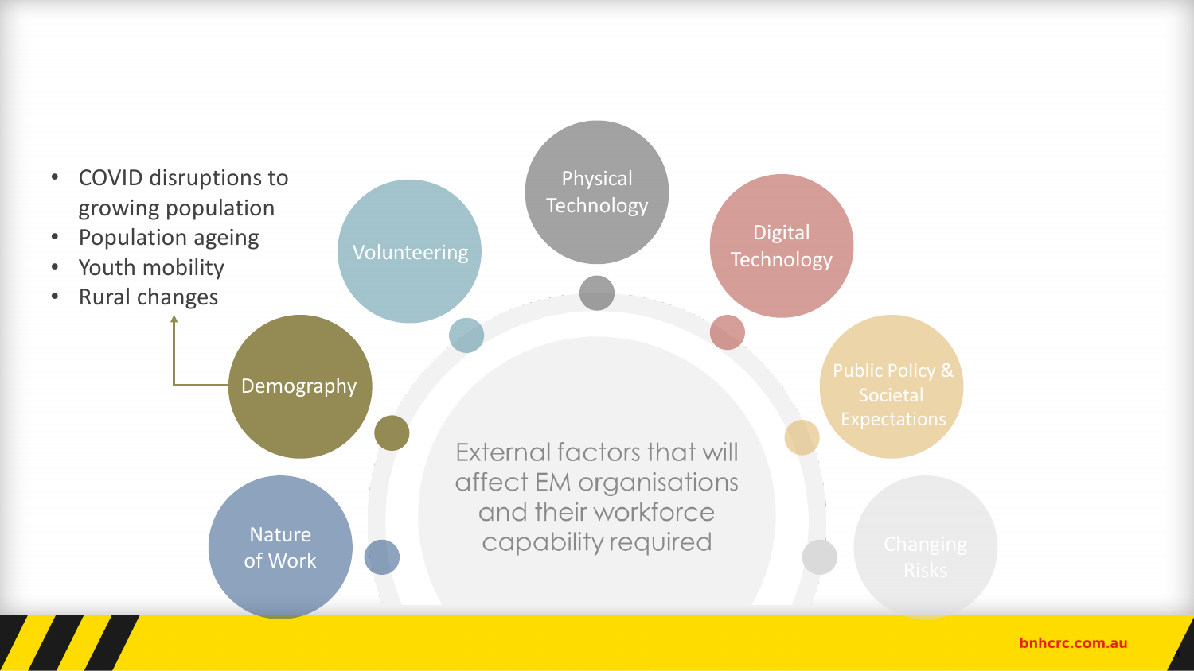- COVID disruptions to growing population
- Population ageing
- Youth mobility
- Rural changes

Demography

Volunteering

Physical Technology

Digital Technology

Public Policy & Societal Expectations

Changing Risks

Nature of Work

External factors that will affect EM organisations and their workforce capability required

bnhcrc.com.au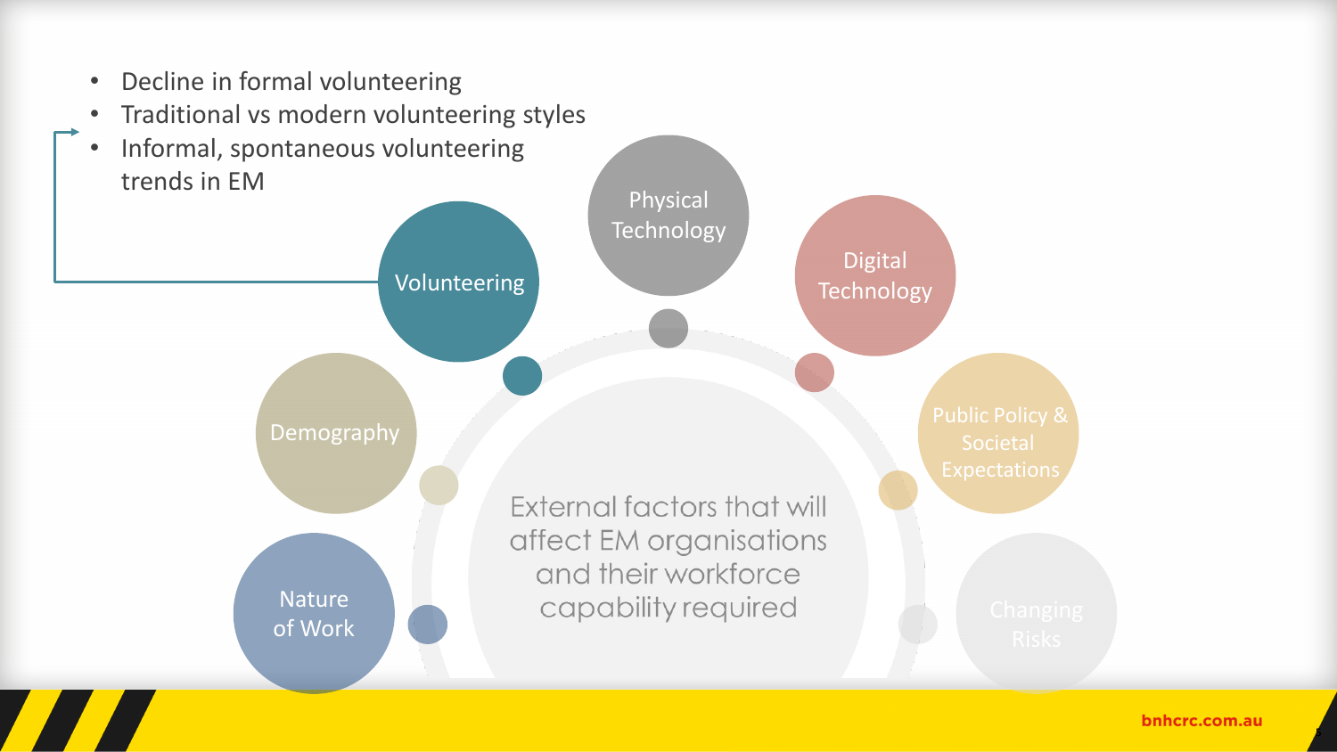- Decline in formal volunteering
- Traditional vs modern volunteering styles
- Informal, spontaneous volunteering trends in EM

Volunteering

Physical Technology

Digital Technology

Public Policy & Societal Expectations

Changing Risks

Demography

Nature of Work

External factors that will affect EM organisations and their workforce capability required

bnhcrc.com.au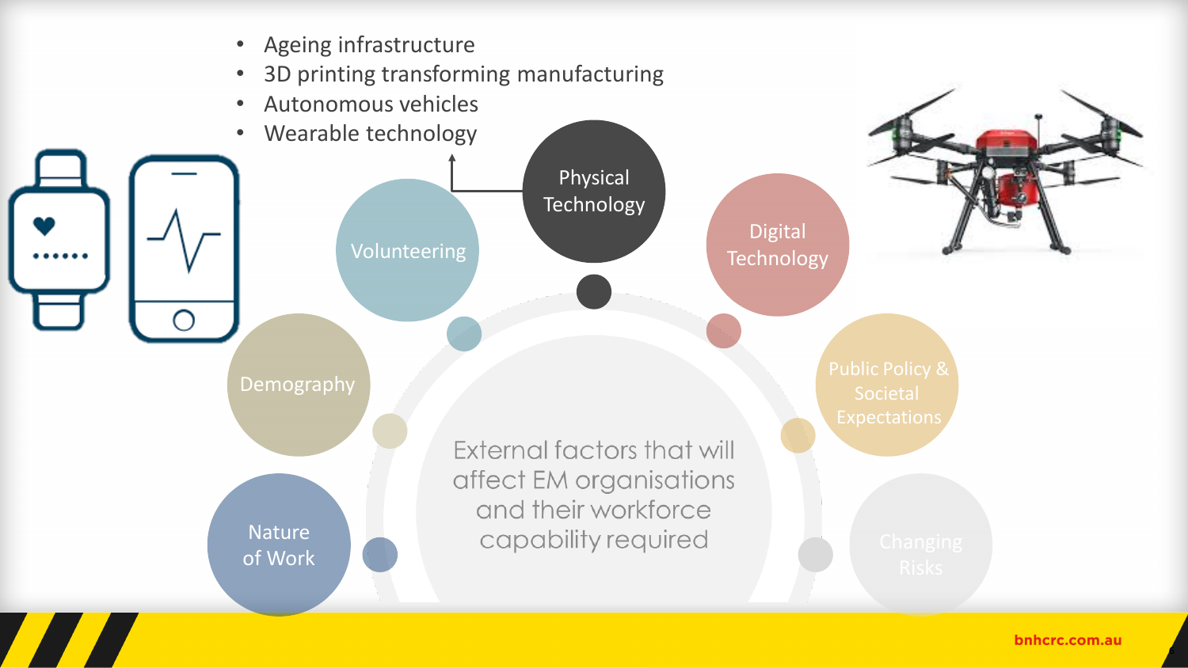- Ageing infrastructure
- 3D printing transforming manufacturing
- Autonomous vehicles
- Wearable technology

Physical Technology

Volunteering

Digital Technology

Demography

Public Policy & Societal Expectations

Nature of Work

Changing Risks

External factors that will affect EM organisations and their workforce capability required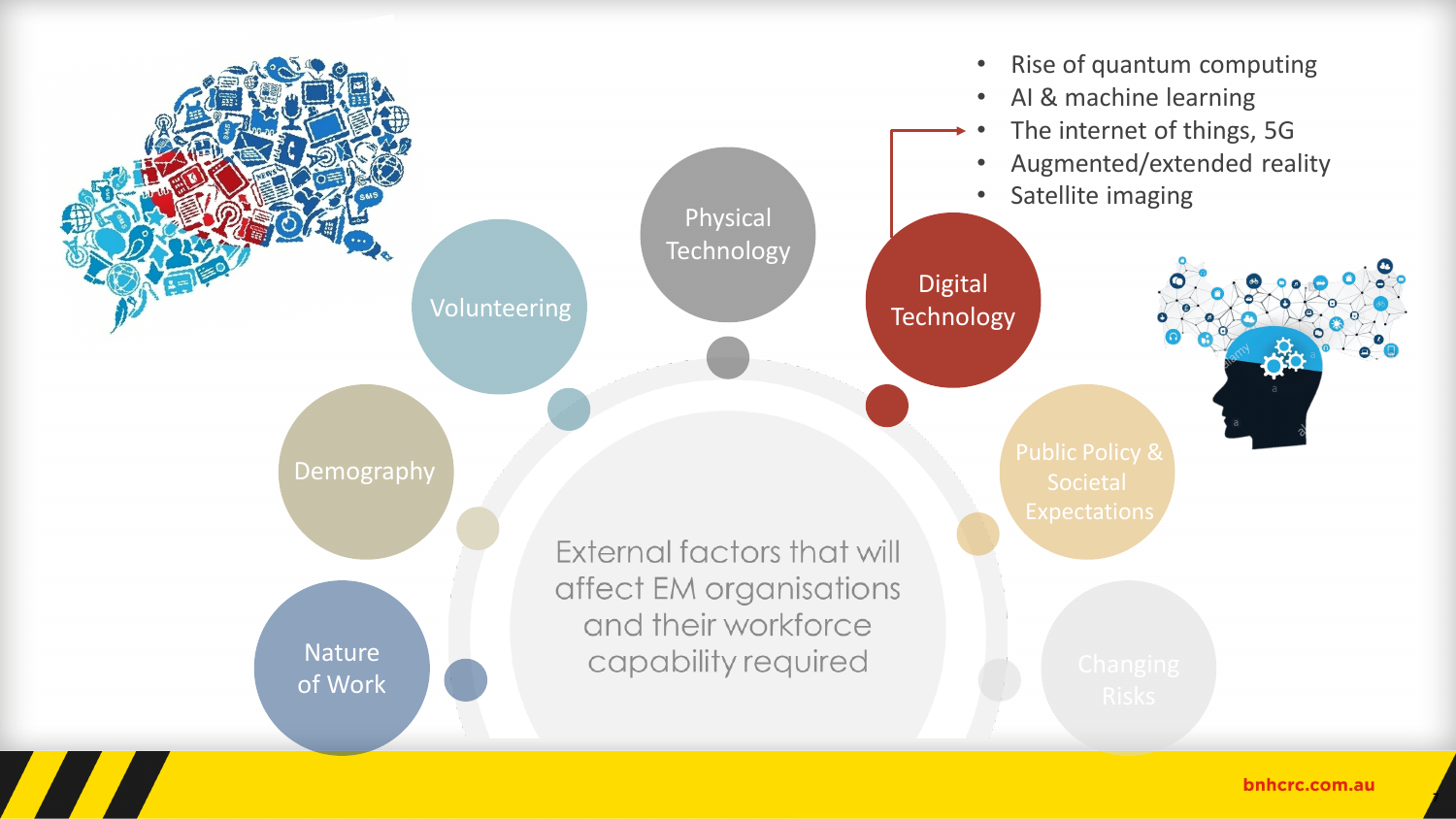External factors that will affect EM organisations and their workforce capability required

- Nature of Work
- Demography
- Volunteering
- Physical Technology
- Digital Technology
  - Rise of quantum computing
  - AI & machine learning
  - The internet of things, 5G
  - Augmented/extended reality
  - Satellite imaging
- Public Policy & Societal Expectations
- Changing Risks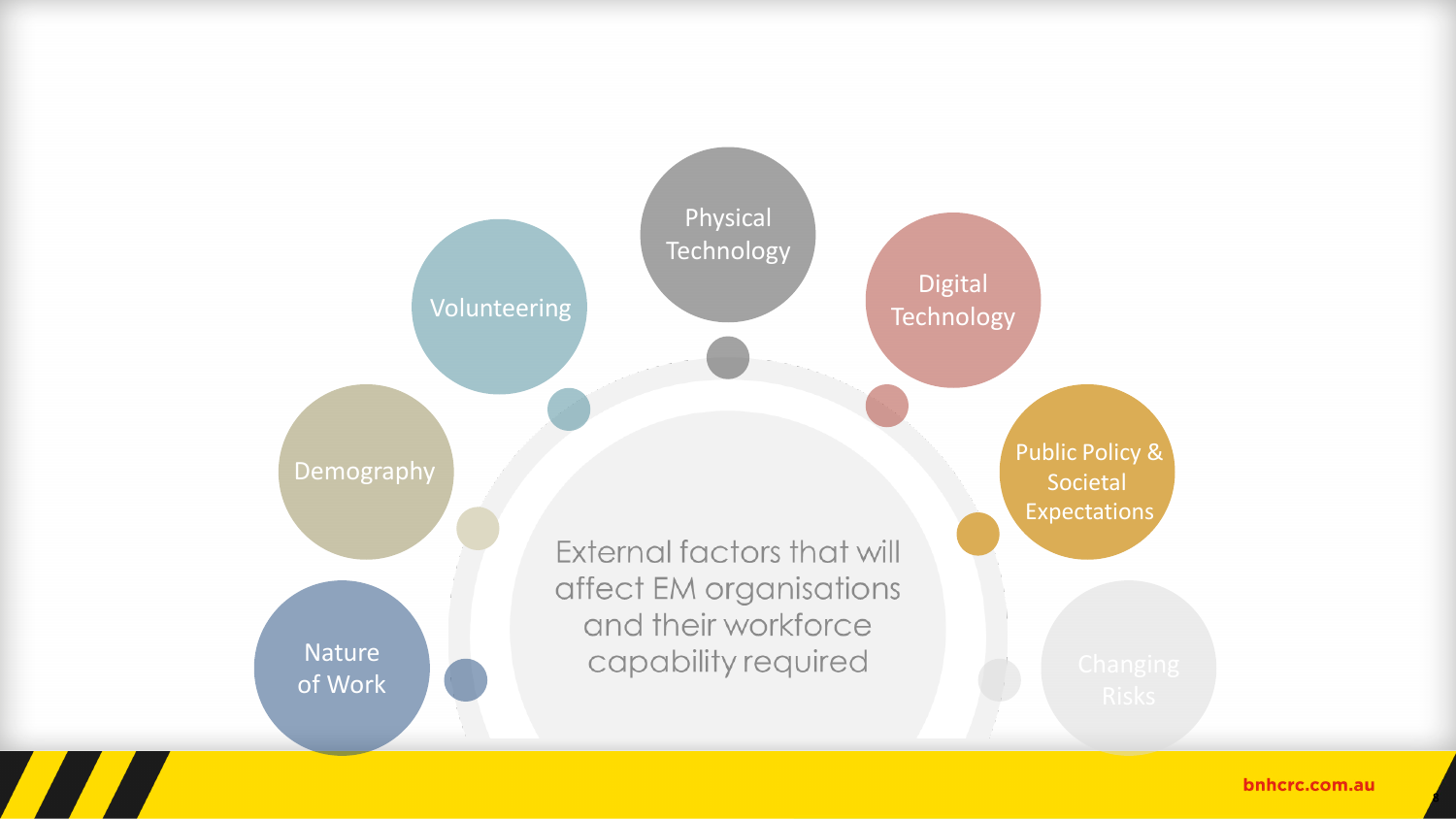External factors that will affect EM organisations and their workforce capability required

- Nature of Work
- Demography
- Volunteering
- Physical Technology
- Digital Technology
- Public Policy & Societal Expectations
- Changing Risks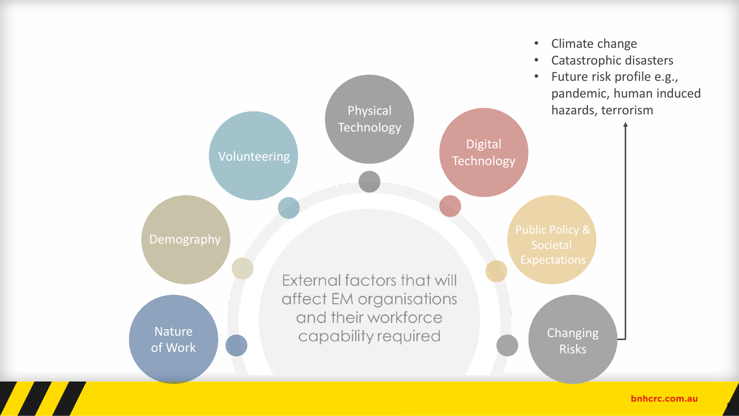External factors that will affect EM organisations and their workforce capability required

- Nature of Work
- Demography
- Volunteering
- Physical Technology
- Digital Technology
- Public Policy & Societal Expectations
- Changing Risks
  - Climate change
  - Catastrophic disasters
  - Future risk profile e.g., pandemic, human induced hazards, terrorism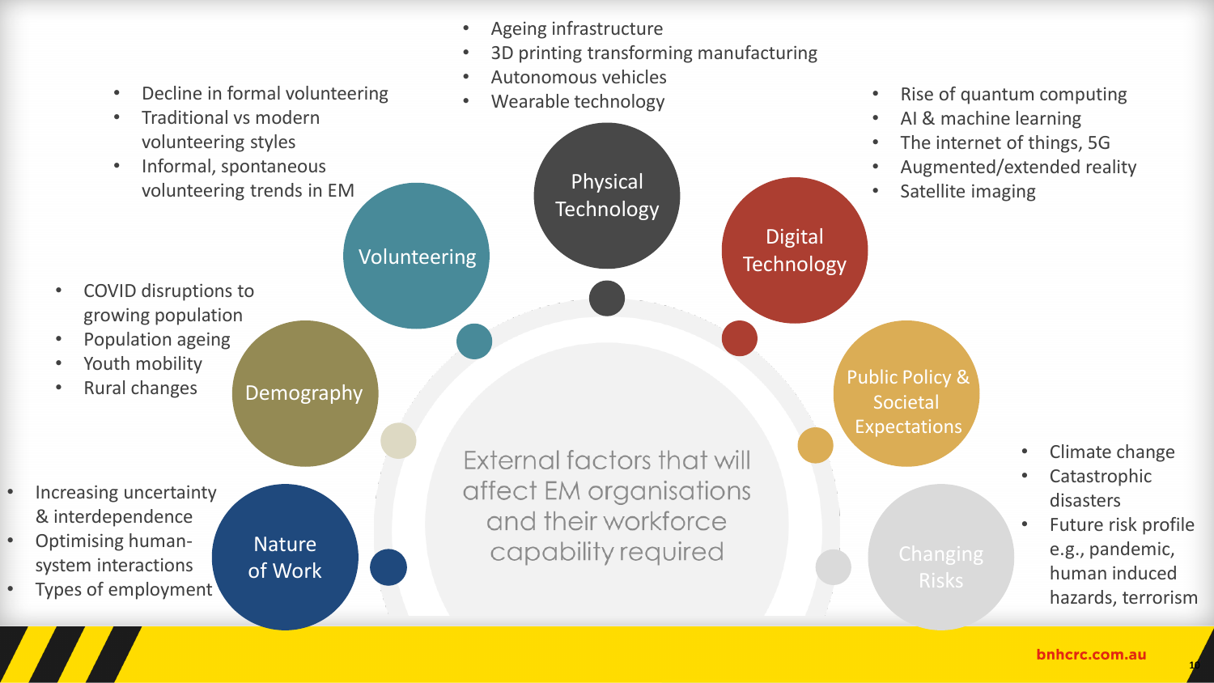# External factors that will affect EM organisations and their workforce capability required

## Nature of Work

- Increasing uncertainty & interdependence
- Optimising human-system interactions
- Types of employment

## Demography

- COVID disruptions to growing population
- Population ageing
- Youth mobility
- Rural changes

## Volunteering

- Decline in formal volunteering
- Traditional vs modern volunteering styles
- Informal, spontaneous volunteering trends in EM

## Physical Technology

- Ageing infrastructure
- 3D printing transforming manufacturing
- Autonomous vehicles
- Wearable technology

## Digital Technology

- Rise of quantum computing
- AI & machine learning
- The internet of things, 5G
- Augmented/extended reality
- Satellite imaging

## Public Policy & Societal Expectations

## Changing Risks

- Climate change
- Catastrophic disasters
- Future risk profile e.g., pandemic, human induced hazards, terrorism

bnhcrc.com.au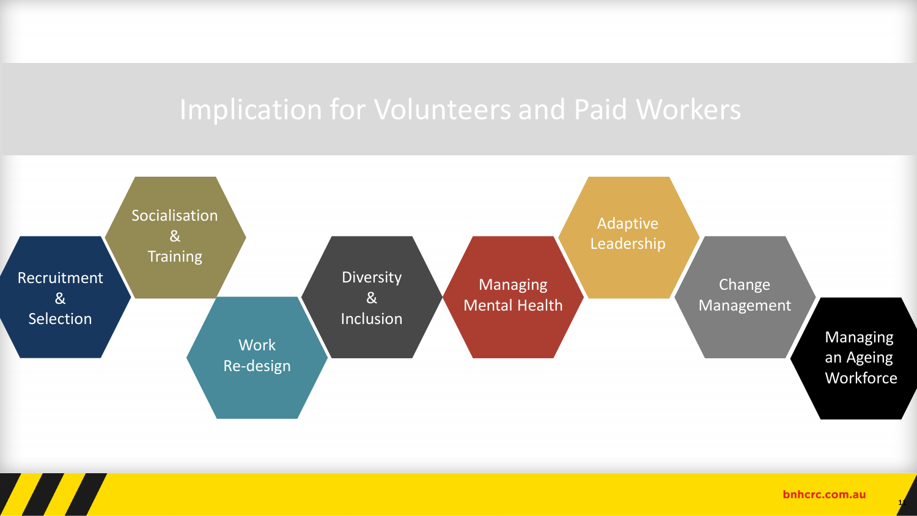# Implication for Volunteers and Paid Workers

- Recruitment & Selection
- Socialisation & Training
- Work Re-design
- Diversity & Inclusion
- Managing Mental Health
- Adaptive Leadership
- Change Management
- Managing an Ageing Workforce

bnhcrc.com.au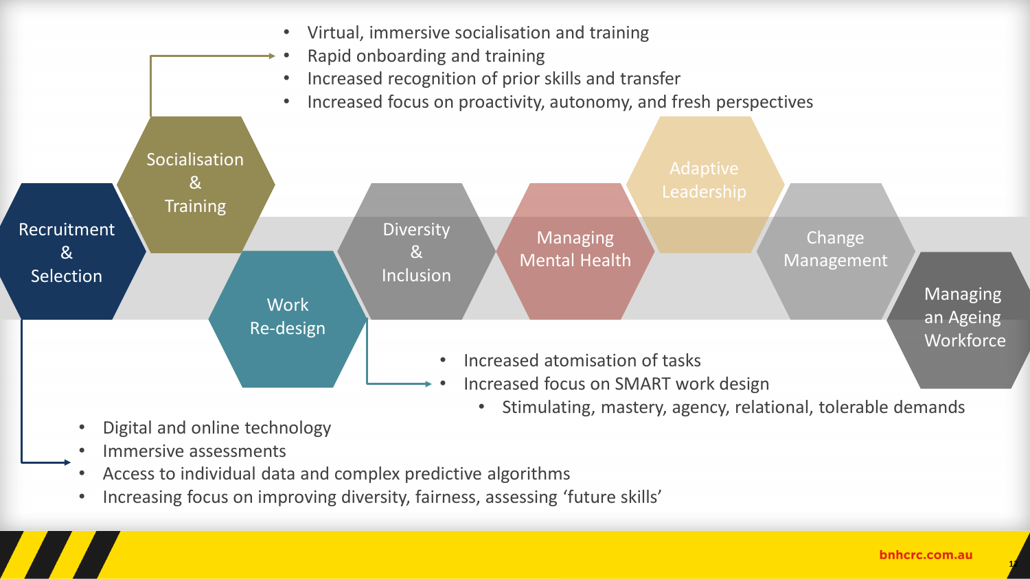- Virtual, immersive socialisation and training
- Rapid onboarding and training
- Increased recognition of prior skills and transfer
- Increased focus on proactivity, autonomy, and fresh perspectives

Socialisation & Training

Recruitment & Selection

Work Re-design

Diversity & Inclusion

Managing Mental Health

Adaptive Leadership

Change Management

Managing an Ageing Workforce

- Increased atomisation of tasks
- Increased focus on SMART work design
  - Stimulating, mastery, agency, relational, tolerable demands

- Digital and online technology
- Immersive assessments
- Access to individual data and complex predictive algorithms
- Increasing focus on improving diversity, fairness, assessing 'future skills'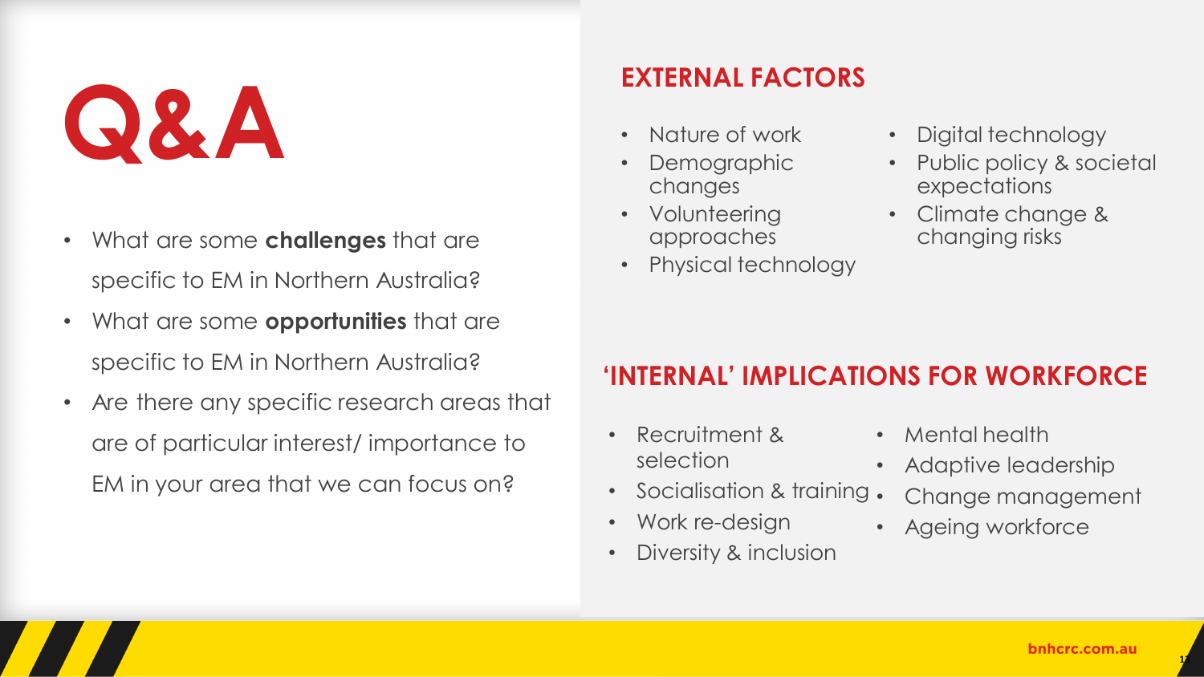# Q&A

- What are some **challenges** that are specific to EM in Northern Australia?
- What are some **opportunities** that are specific to EM in Northern Australia?
- Are there any specific research areas that are of particular interest/ importance to EM in your area that we can focus on?

## EXTERNAL FACTORS

- Nature of work
- Demographic changes
- Volunteering approaches
- Physical technology
- Digital technology
- Public policy & societal expectations
- Climate change & changing risks

## 'INTERNAL' IMPLICATIONS FOR WORKFORCE

- Recruitment & selection
- Socialisation & training
- Work re-design
- Diversity & inclusion
- Mental health
- Adaptive leadership
- Change management
- Ageing workforce

bnhcrc.com.au